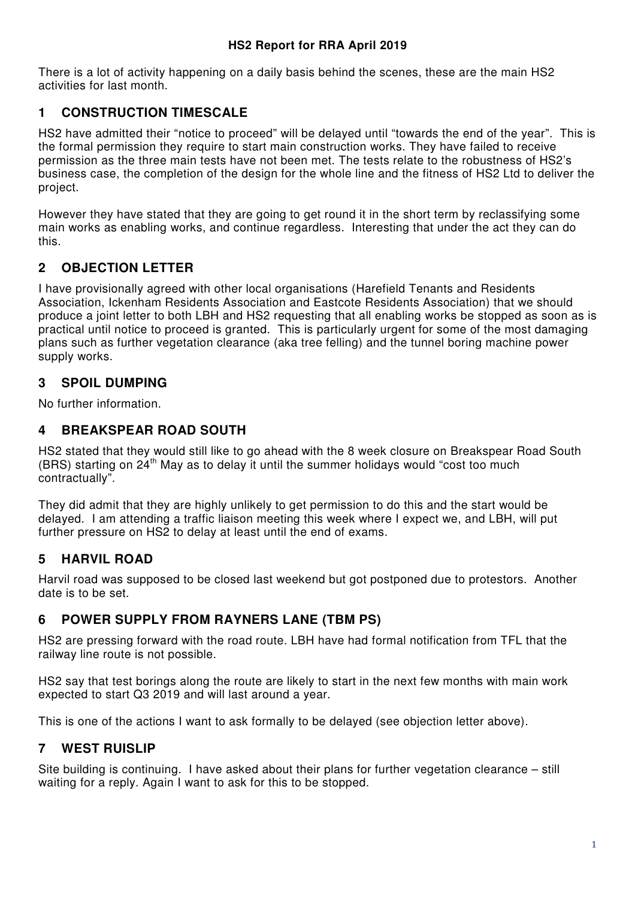# HS2 Report for RRA April 2019

There is a lot of activity happening on a daily basis behind the scenes, these are the main HS2 activities for last month.

## 1 CONSTRUCTION TIMESCALE

HS2 have admitted their "notice to proceed" will be delayed until "towards the end of the year". This is the formal permission they require to start main construction works. They have failed to receive permission as the three main tests have not been met. The tests relate to the robustness of HS2's business case, the completion of the design for the whole line and the fitness of HS2 Ltd to deliver the project.

However they have stated that they are going to get round it in the short term by reclassifying some main works as enabling works, and continue regardless. Interesting that under the act they can do this.

## 2 OBJECTION LETTER

I have provisionally agreed with other local organisations (Harefield Tenants and Residents Association, Ickenham Residents Association and Eastcote Residents Association) that we should produce a joint letter to both LBH and HS2 requesting that all enabling works be stopped as soon as is practical until notice to proceed is granted. This is particularly urgent for some of the most damaging plans such as further vegetation clearance (aka tree felling) and the tunnel boring machine power supply works.

## 3 SPOIL DUMPING

No further information.

## 4 BREAKSPEAR ROAD SOUTH

HS2 stated that they would still like to go ahead with the 8 week closure on Breakspear Road South (BRS) starting on 24th May as to delay it until the summer holidays would "cost too much contractually".

They did admit that they are highly unlikely to get permission to do this and the start would be delayed. I am attending a traffic liaison meeting this week where I expect we, and LBH, will put further pressure on HS2 to delay at least until the end of exams.

## 5 HARVIL ROAD

Harvil road was supposed to be closed last weekend but got postponed due to protestors. Another date is to be set.

## 6 POWER SUPPLY FROM RAYNERS LANE (TBM PS)

HS2 are pressing forward with the road route. LBH have had formal notification from TFL that the railway line route is not possible.

HS2 say that test borings along the route are likely to start in the next few months with main work expected to start Q3 2019 and will last around a year.

This is one of the actions I want to ask formally to be delayed (see objection letter above).

## 7 WEST RUISLIP

Site building is continuing. I have asked about their plans for further vegetation clearance – still waiting for a reply. Again I want to ask for this to be stopped.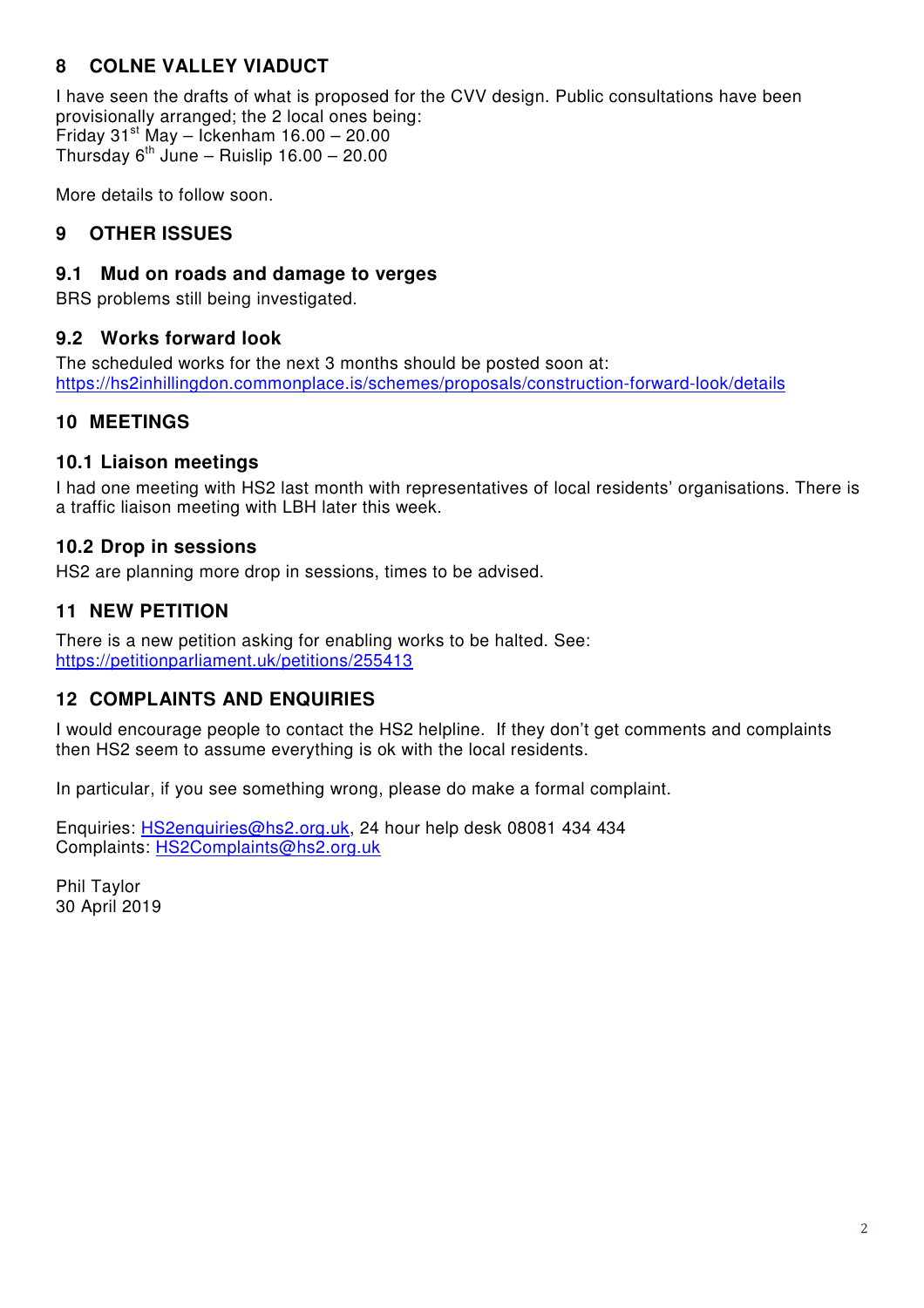## 8 COLNE VALLEY VIADUCT

I have seen the drafts of what is proposed for the CVV design. Public consultations have been provisionally arranged; the 2 local ones being:
Friday 31st May – Ickenham 16.00 – 20.00
Thursday 6th June – Ruislip 16.00 – 20.00

More details to follow soon.

## 9 OTHER ISSUES

### 9.1 Mud on roads and damage to verges

BRS problems still being investigated.

### 9.2 Works forward look

The scheduled works for the next 3 months should be posted soon at:
https://hs2inhillingdon.commonplace.is/schemes/proposals/construction-forward-look/details

## 10 MEETINGS

### 10.1 Liaison meetings

I had one meeting with HS2 last month with representatives of local residents' organisations. There is a traffic liaison meeting with LBH later this week.

### 10.2 Drop in sessions

HS2 are planning more drop in sessions, times to be advised.

## 11 NEW PETITION

There is a new petition asking for enabling works to be halted. See:
https://petitionparliament.uk/petitions/255413

## 12 COMPLAINTS AND ENQUIRIES

I would encourage people to contact the HS2 helpline. If they don't get comments and complaints then HS2 seem to assume everything is ok with the local residents.

In particular, if you see something wrong, please do make a formal complaint.

Enquiries: HS2enquiries@hs2.org.uk, 24 hour help desk 08081 434 434
Complaints: HS2Complaints@hs2.org.uk

Phil Taylor
30 April 2019